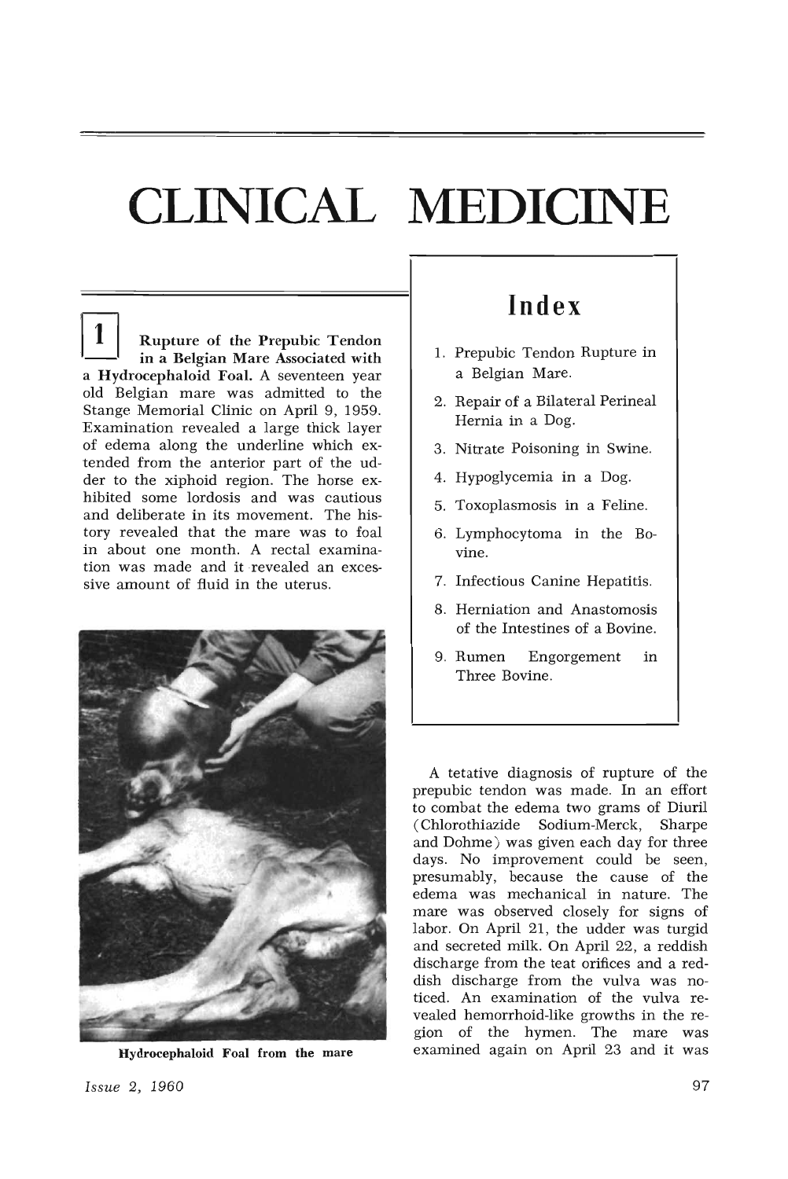# CLINICAL MEDICINE

## Index

1. Prepubic Tendon Rupture in a Belgian Mare.
2. Repair of a Bilateral Perineal Hernia in a Dog.
3. Nitrate Poisoning in Swine.
4. Hypoglycemia in a Dog.
5. Toxoplasmosis in a Feline.
6. Lymphocytoma in the Bovine.
7. Infectious Canine Hepatitis.
8. Herniation and Anastomosis of the Intestines of a Bovine.
9. Rumen Engorgement in Three Bovine.

**1** **Rupture of the Prepubic Tendon in a Belgian Mare Associated with a Hydrocephaloid Foal.** A seventeen year old Belgian mare was admitted to the Stange Memorial Clinic on April 9, 1959. Examination revealed a large thick layer of edema along the underline which extended from the anterior part of the udder to the xiphoid region. The horse exhibited some lordosis and was cautious and deliberate in its movement. The history revealed that the mare was to foal in about one month. A rectal examination was made and it revealed an excessive amount of fluid in the uterus.

**Hydrocephaloid Foal from the mare**

A tetative diagnosis of rupture of the prepubic tendon was made. In an effort to combat the edema two grams of Diuril (Chlorothiazide Sodium-Merck, Sharpe and Dohme) was given each day for three days. No improvement could be seen, presumably, because the cause of the edema was mechanical in nature. The mare was observed closely for signs of labor. On April 21, the udder was turgid and secreted milk. On April 22, a reddish discharge from the teat orifices and a reddish discharge from the vulva was noticed. An examination of the vulva revealed hemorrhoid-like growths in the region of the hymen. The mare was examined again on April 23 and it was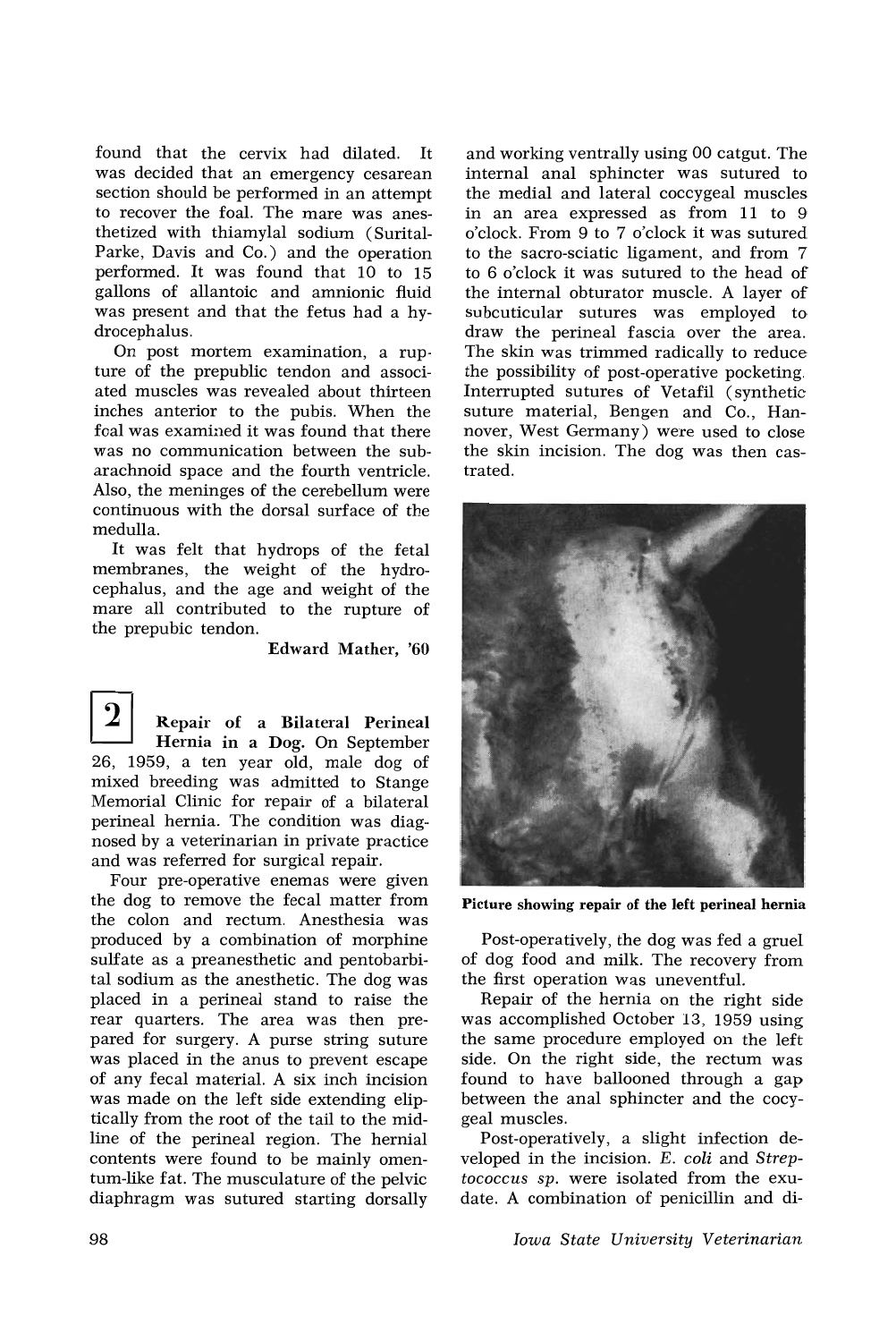found that the cervix had dilated. It was decided that an emergency cesarean section should be performed in an attempt to recover the foal. The mare was anesthetized with thiamylal sodium (Surital-Parke, Davis and Co.) and the operation performed. It was found that 10 to 15 gallons of allantoic and amnionic fluid was present and that the fetus had a hydrocephalus.

On post mortem examination, a rupture of the prepublic tendon and associated muscles was revealed about thirteen inches anterior to the pubis. When the foal was examined it was found that there was no communication between the subarachnoid space and the fourth ventricle. Also, the meninges of the cerebellum were continuous with the dorsal surface of the medulla.

It was felt that hydrops of the fetal membranes, the weight of the hydrocephalus, and the age and weight of the mare all contributed to the rupture of the prepubic tendon.

**Edward Mather, '60**

**2** **Repair of a Bilateral Perineal Hernia in a Dog.** On September 26, 1959, a ten year old, male dog of mixed breeding was admitted to Stange Memorial Clinic for repair of a bilateral perineal hernia. The condition was diagnosed by a veterinarian in private practice and was referred for surgical repair.

Four pre-operative enemas were given the dog to remove the fecal matter from the colon and rectum. Anesthesia was produced by a combination of morphine sulfate as a preanesthetic and pentobarbital sodium as the anesthetic. The dog was placed in a perineal stand to raise the rear quarters. The area was then prepared for surgery. A purse string suture was placed in the anus to prevent escape of any fecal material. A six inch incision was made on the left side extending eliptically from the root of the tail to the midline of the perineal region. The hernial contents were found to be mainly omentum-like fat. The musculature of the pelvic diaphragm was sutured starting dorsally and working ventrally using 00 catgut. The internal anal sphincter was sutured to the medial and lateral coccygeal muscles in an area expressed as from 11 to 9 o'clock. From 9 to 7 o'clock it was sutured to the sacro-sciatic ligament, and from 7 to 6 o'clock it was sutured to the head of the internal obturator muscle. A layer of subcuticular sutures was employed to draw the perineal fascia over the area. The skin was trimmed radically to reduce the possibility of post-operative pocketing. Interrupted sutures of Vetafil (synthetic suture material, Bengen and Co., Hannover, West Germany) were used to close the skin incision. The dog was then castrated.

**Picture showing repair of the left perineal hernia**

Post-operatively, the dog was fed a gruel of dog food and milk. The recovery from the first operation was uneventful.

Repair of the hernia on the right side was accomplished October 13, 1959 using the same procedure employed on the left side. On the right side, the rectum was found to have ballooned through a gap between the anal sphincter and the cocygeal muscles.

Post-operatively, a slight infection developed in the incision. *E. coli* and *Streptococcus sp.* were isolated from the exudate. A combination of penicillin and di-